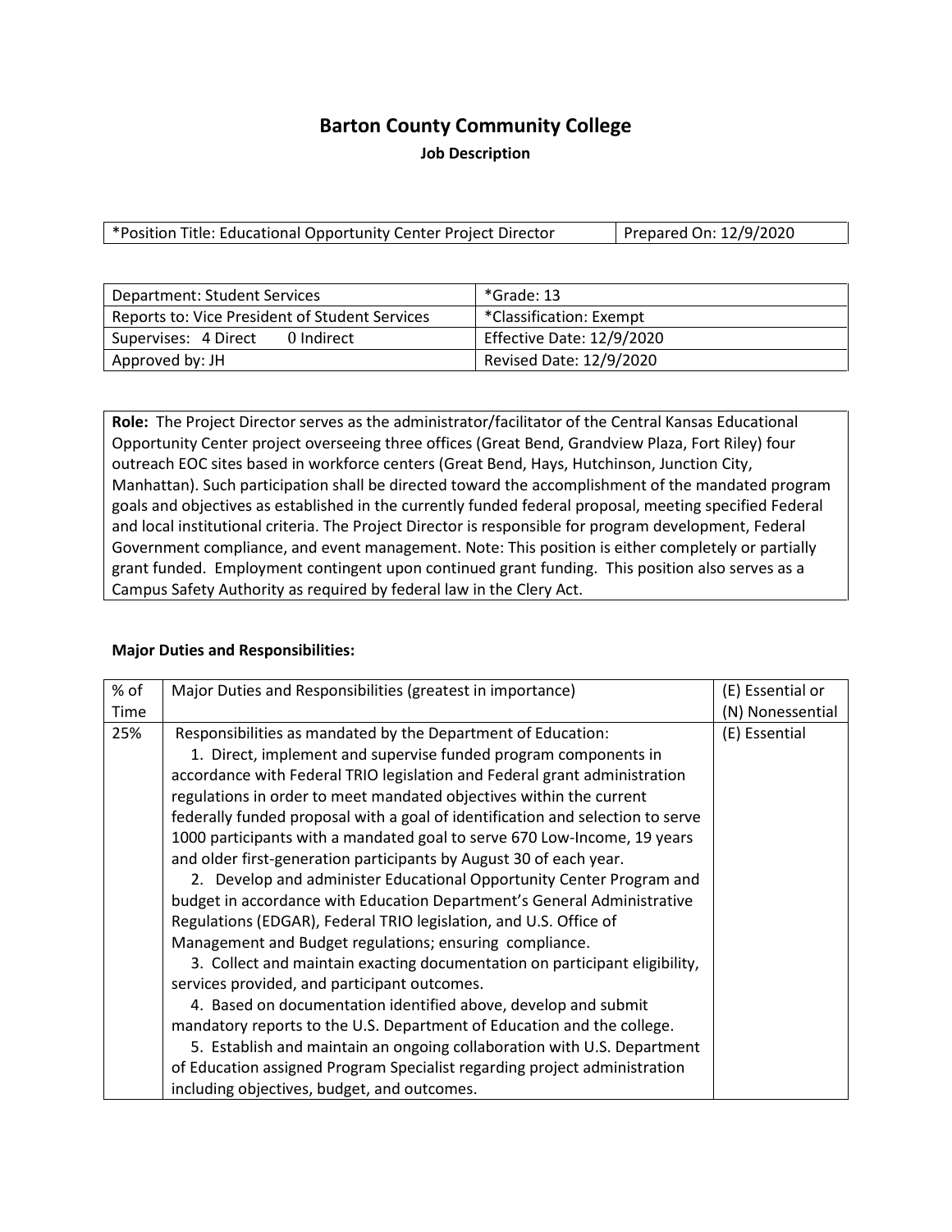# Barton County Community College

## Job Description

| *Position Title: Educational Opportunity Center Project Director | Prepared On: 12/9/2020 |
|---|---|

| Department: Student Services | *Grade: 13 |
|---|---|
| Reports to: Vice President of Student Services | *Classification: Exempt |
| Supervises: 4 Direct 0 Indirect | Effective Date: 12/9/2020 |
| Approved by: JH | Revised Date: 12/9/2020 |

**Role:** The Project Director serves as the administrator/facilitator of the Central Kansas Educational Opportunity Center project overseeing three offices (Great Bend, Grandview Plaza, Fort Riley) four outreach EOC sites based in workforce centers (Great Bend, Hays, Hutchinson, Junction City, Manhattan). Such participation shall be directed toward the accomplishment of the mandated program goals and objectives as established in the currently funded federal proposal, meeting specified Federal and local institutional criteria. The Project Director is responsible for program development, Federal Government compliance, and event management. Note: This position is either completely or partially grant funded. Employment contingent upon continued grant funding. This position also serves as a Campus Safety Authority as required by federal law in the Clery Act.

**Major Duties and Responsibilities:**

| % of Time | Major Duties and Responsibilities (greatest in importance) | (E) Essential or (N) Nonessential |
|---|---|---|
| 25% | Responsibilities as mandated by the Department of Education:<br>1. Direct, implement and supervise funded program components in accordance with Federal TRIO legislation and Federal grant administration regulations in order to meet mandated objectives within the current federally funded proposal with a goal of identification and selection to serve 1000 participants with a mandated goal to serve 670 Low-Income, 19 years and older first-generation participants by August 30 of each year.<br>2. Develop and administer Educational Opportunity Center Program and budget in accordance with Education Department's General Administrative Regulations (EDGAR), Federal TRIO legislation, and U.S. Office of Management and Budget regulations; ensuring compliance.<br>3. Collect and maintain exacting documentation on participant eligibility, services provided, and participant outcomes.<br>4. Based on documentation identified above, develop and submit mandatory reports to the U.S. Department of Education and the college.<br>5. Establish and maintain an ongoing collaboration with U.S. Department of Education assigned Program Specialist regarding project administration including objectives, budget, and outcomes. | (E) Essential |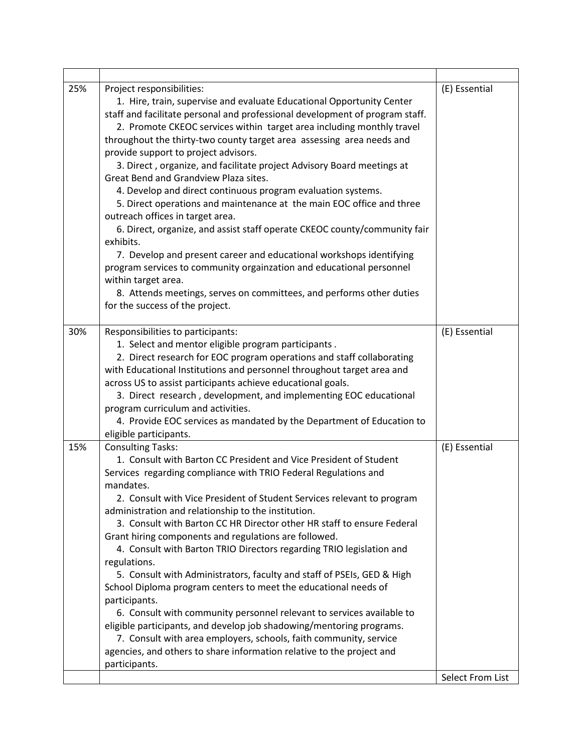| | | |
|---|---|---|
| 25% | Project responsibilities:<br>1. Hire, train, supervise and evaluate Educational Opportunity Center staff and facilitate personal and professional development of program staff.<br>2. Promote CKEOC services within target area including monthly travel throughout the thirty-two county target area assessing area needs and provide support to project advisors.<br>3. Direct , organize, and facilitate project Advisory Board meetings at Great Bend and Grandview Plaza sites.<br>4. Develop and direct continuous program evaluation systems.<br>5. Direct operations and maintenance at the main EOC office and three outreach offices in target area.<br>6. Direct, organize, and assist staff operate CKEOC county/community fair exhibits.<br>7. Develop and present career and educational workshops identifying program services to community orgainzation and educational personnel within target area.<br>8. Attends meetings, serves on committees, and performs other duties for the success of the project. | (E) Essential |
| 30% | Responsibilities to participants:<br>1. Select and mentor eligible program participants .<br>2. Direct research for EOC program operations and staff collaborating with Educational Institutions and personnel throughout target area and across US to assist participants achieve educational goals.<br>3. Direct research , development, and implementing EOC educational program curriculum and activities.<br>4. Provide EOC services as mandated by the Department of Education to eligible participants. | (E) Essential |
| 15% | Consulting Tasks:<br>1. Consult with Barton CC President and Vice President of Student Services regarding compliance with TRIO Federal Regulations and mandates.<br>2. Consult with Vice President of Student Services relevant to program administration and relationship to the institution.<br>3. Consult with Barton CC HR Director other HR staff to ensure Federal Grant hiring components and regulations are followed.<br>4. Consult with Barton TRIO Directors regarding TRIO legislation and regulations.<br>5. Consult with Administrators, faculty and staff of PSEIs, GED & High School Diploma program centers to meet the educational needs of participants.<br>6. Consult with community personnel relevant to services available to eligible participants, and develop job shadowing/mentoring programs.<br>7. Consult with area employers, schools, faith community, service agencies, and others to share information relative to the project and participants. | (E) Essential |
| | | Select From List |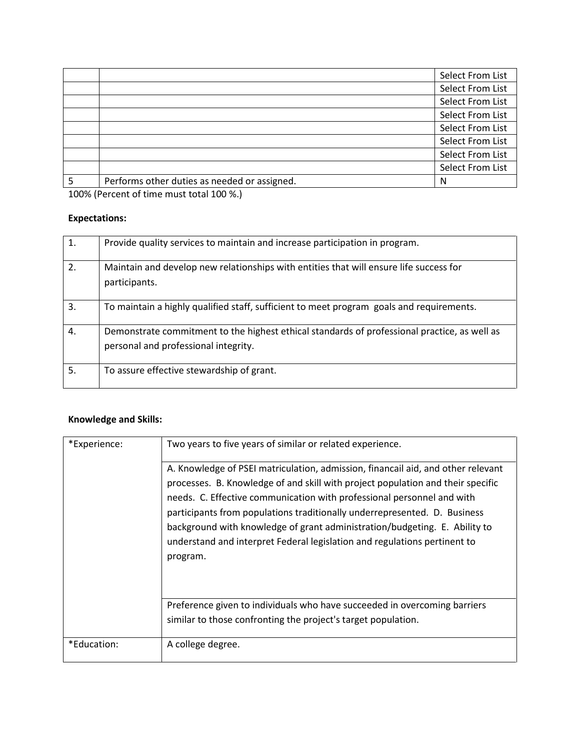| | | |
|---|---|---|
| | | Select From List |
| | | Select From List |
| | | Select From List |
| | | Select From List |
| | | Select From List |
| | | Select From List |
| | | Select From List |
| | | Select From List |
| 5 | Performs other duties as needed or assigned. | N |

100% (Percent of time must total 100 %.)

**Expectations:**

| | |
|---|---|
| 1. | Provide quality services to maintain and increase participation in program. |
| 2. | Maintain and develop new relationships with entities that will ensure life success for participants. |
| 3. | To maintain a highly qualified staff, sufficient to meet program goals and requirements. |
| 4. | Demonstrate commitment to the highest ethical standards of professional practice, as well as personal and professional integrity. |
| 5. | To assure effective stewardship of grant. |

**Knowledge and Skills:**

| | |
|---|---|
| *Experience: | Two years to five years of similar or related experience. |
| | A. Knowledge of PSEI matriculation, admission, financail aid, and other relevant processes. B. Knowledge of and skill with project population and their specific needs. C. Effective communication with professional personnel and with participants from populations traditionally underrepresented. D. Business background with knowledge of grant administration/budgeting. E. Ability to understand and interpret Federal legislation and regulations pertinent to program. |
| | Preference given to individuals who have succeeded in overcoming barriers similar to those confronting the project's target population. |
| *Education: | A college degree. |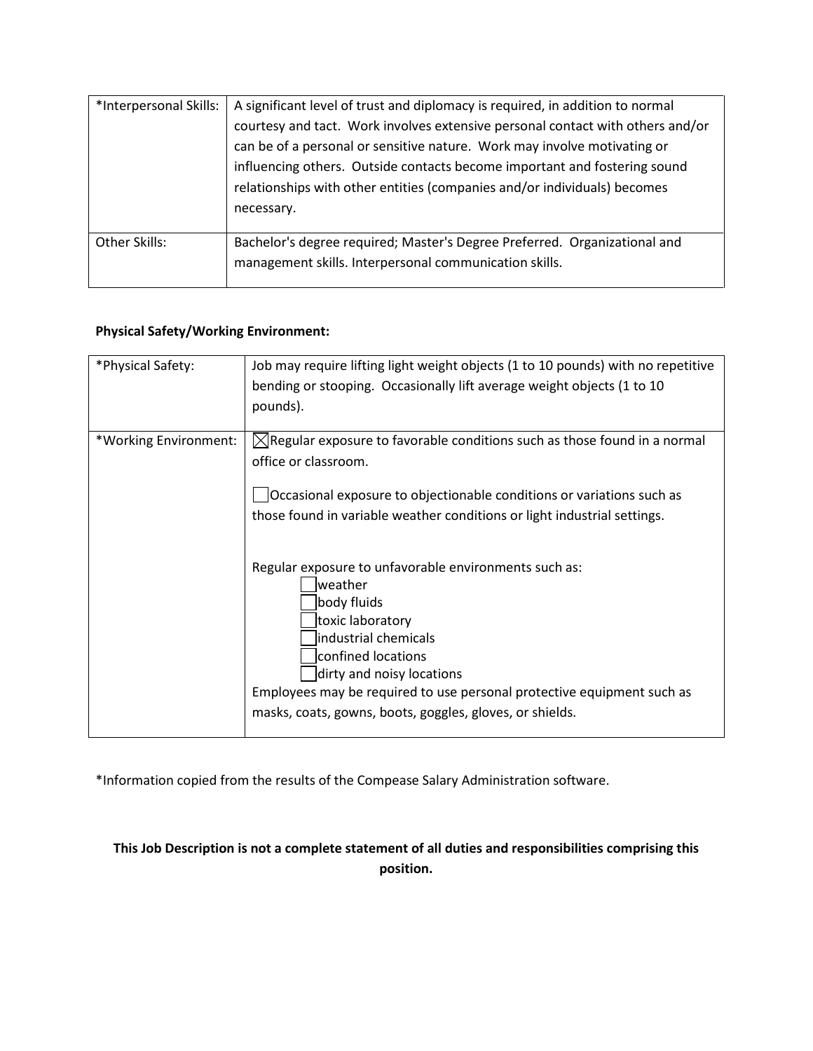| | |
|---|---|
| *Interpersonal Skills: | A significant level of trust and diplomacy is required, in addition to normal courtesy and tact. Work involves extensive personal contact with others and/or can be of a personal or sensitive nature. Work may involve motivating or influencing others. Outside contacts become important and fostering sound relationships with other entities (companies and/or individuals) becomes necessary. |
| Other Skills: | Bachelor's degree required; Master's Degree Preferred. Organizational and management skills. Interpersonal communication skills. |

**Physical Safety/Working Environment:**

| | |
|---|---|
| *Physical Safety: | Job may require lifting light weight objects (1 to 10 pounds) with no repetitive bending or stooping. Occasionally lift average weight objects (1 to 10 pounds). |
| *Working Environment: | ☒ Regular exposure to favorable conditions such as those found in a normal office or classroom.<br><br>☐ Occasional exposure to objectionable conditions or variations such as those found in variable weather conditions or light industrial settings.<br><br>Regular exposure to unfavorable environments such as:<br>☐ weather<br>☐ body fluids<br>☐ toxic laboratory<br>☐ industrial chemicals<br>☐ confined locations<br>☐ dirty and noisy locations<br>Employees may be required to use personal protective equipment such as masks, coats, gowns, boots, goggles, gloves, or shields. |

*Information copied from the results of the Compease Salary Administration software.

**This Job Description is not a complete statement of all duties and responsibilities comprising this position.**